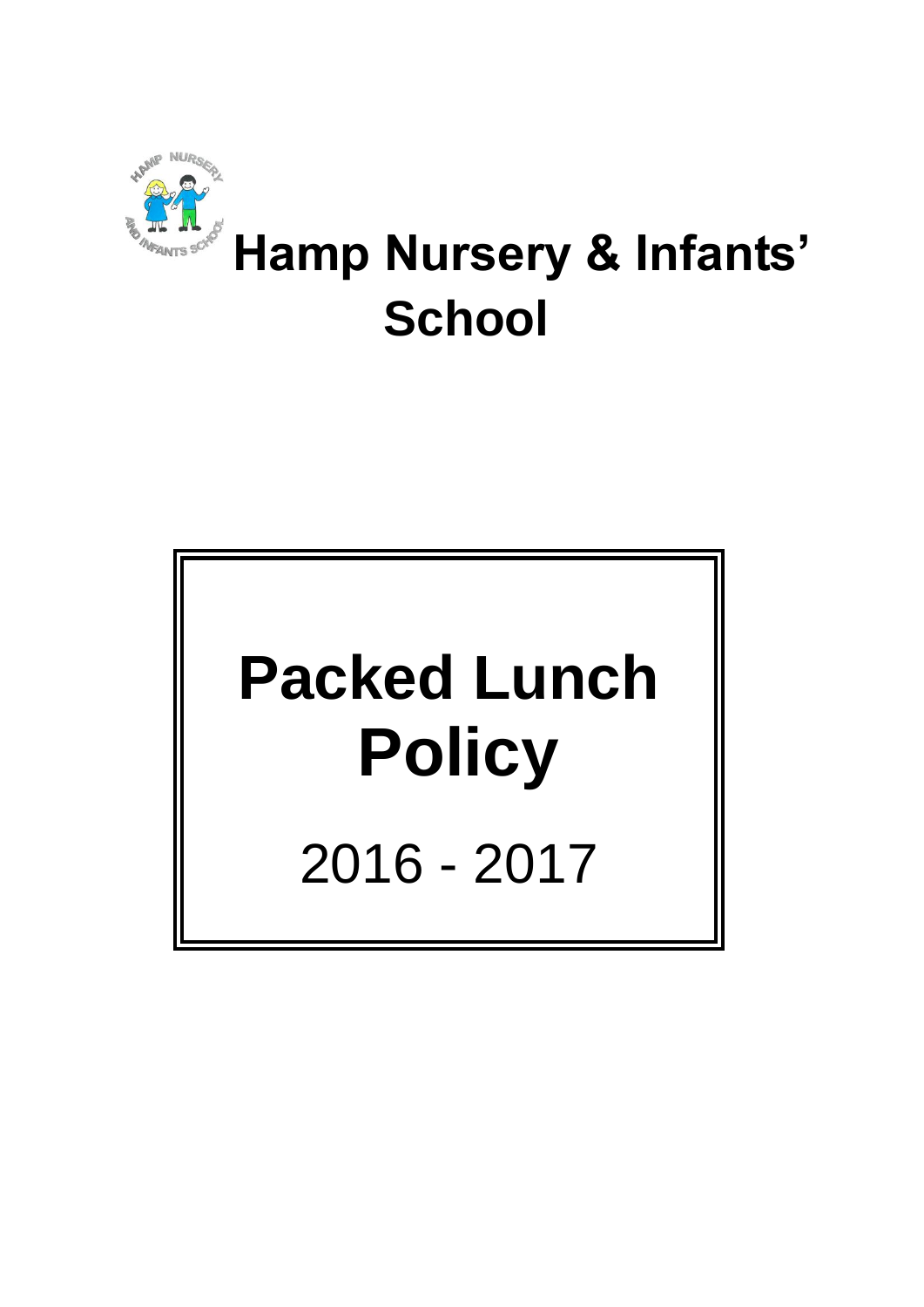# Hamp Nursery & Infants' School

# Packed Lunch Policy

2016 - 2017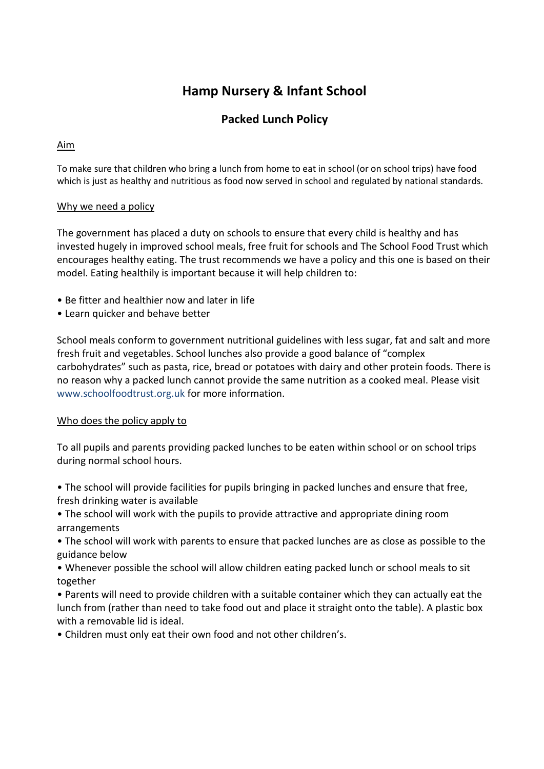# Hamp Nursery & Infant School

## Packed Lunch Policy

Aim

To make sure that children who bring a lunch from home to eat in school (or on school trips) have food which is just as healthy and nutritious as food now served in school and regulated by national standards.

Why we need a policy

The government has placed a duty on schools to ensure that every child is healthy and has invested hugely in improved school meals, free fruit for schools and The School Food Trust which encourages healthy eating. The trust recommends we have a policy and this one is based on their model. Eating healthily is important because it will help children to:

- Be fitter and healthier now and later in life
- Learn quicker and behave better

School meals conform to government nutritional guidelines with less sugar, fat and salt and more fresh fruit and vegetables. School lunches also provide a good balance of "complex carbohydrates" such as pasta, rice, bread or potatoes with dairy and other protein foods. There is no reason why a packed lunch cannot provide the same nutrition as a cooked meal. Please visit www.schoolfoodtrust.org.uk for more information.

Who does the policy apply to

To all pupils and parents providing packed lunches to be eaten within school or on school trips during normal school hours.

- The school will provide facilities for pupils bringing in packed lunches and ensure that free, fresh drinking water is available
- The school will work with the pupils to provide attractive and appropriate dining room arrangements
- The school will work with parents to ensure that packed lunches are as close as possible to the guidance below
- Whenever possible the school will allow children eating packed lunch or school meals to sit together
- Parents will need to provide children with a suitable container which they can actually eat the lunch from (rather than need to take food out and place it straight onto the table). A plastic box with a removable lid is ideal.
- Children must only eat their own food and not other children's.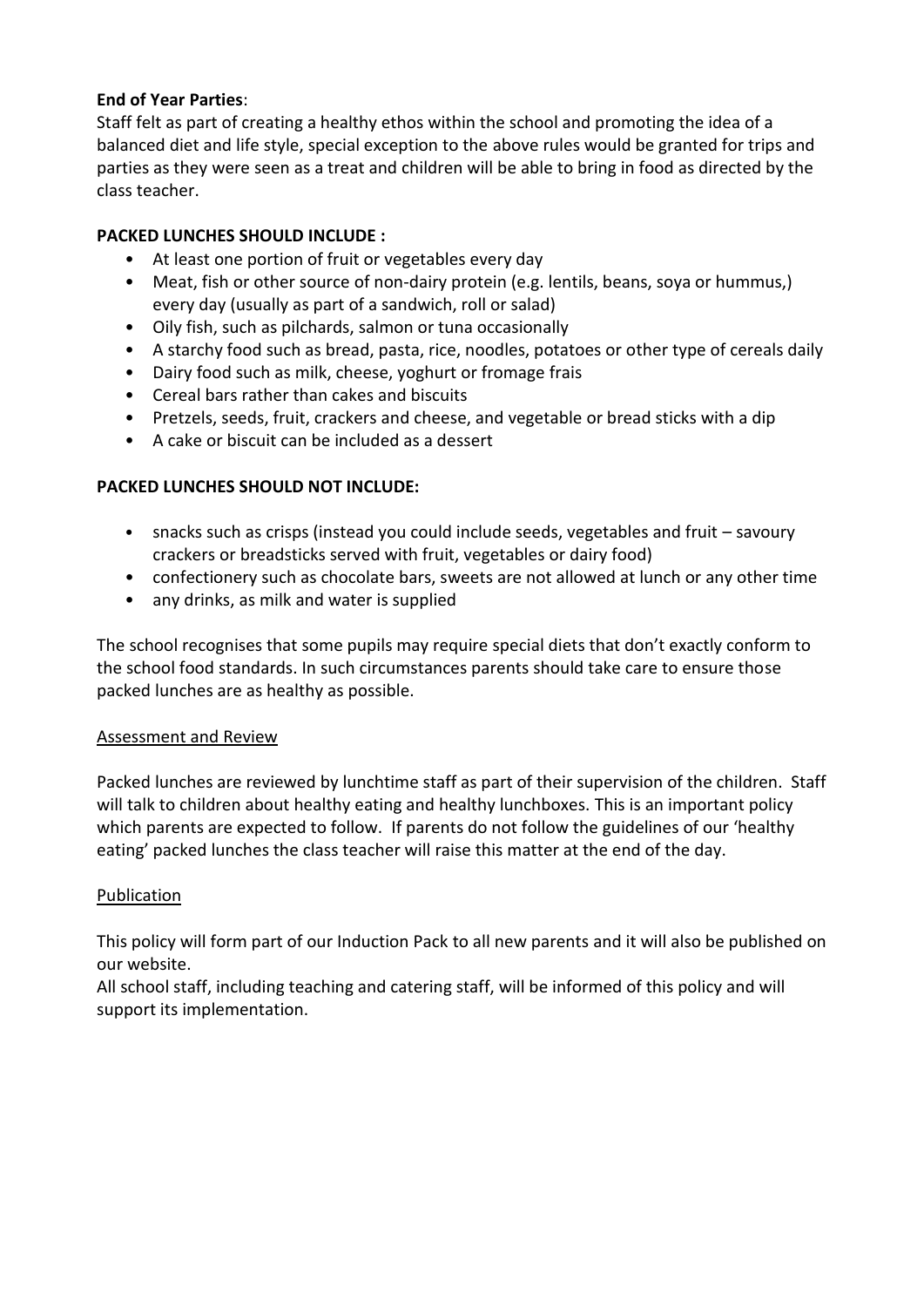**End of Year Parties**:
Staff felt as part of creating a healthy ethos within the school and promoting the idea of a balanced diet and life style, special exception to the above rules would be granted for trips and parties as they were seen as a treat and children will be able to bring in food as directed by the class teacher.

**PACKED LUNCHES SHOULD INCLUDE :**

- At least one portion of fruit or vegetables every day
- Meat, fish or other source of non-dairy protein (e.g. lentils, beans, soya or hummus,) every day (usually as part of a sandwich, roll or salad)
- Oily fish, such as pilchards, salmon or tuna occasionally
- A starchy food such as bread, pasta, rice, noodles, potatoes or other type of cereals daily
- Dairy food such as milk, cheese, yoghurt or fromage frais
- Cereal bars rather than cakes and biscuits
- Pretzels, seeds, fruit, crackers and cheese, and vegetable or bread sticks with a dip
- A cake or biscuit can be included as a dessert

**PACKED LUNCHES SHOULD NOT INCLUDE:**

- snacks such as crisps (instead you could include seeds, vegetables and fruit – savoury crackers or breadsticks served with fruit, vegetables or dairy food)
- confectionery such as chocolate bars, sweets are not allowed at lunch or any other time
- any drinks, as milk and water is supplied

The school recognises that some pupils may require special diets that don't exactly conform to the school food standards. In such circumstances parents should take care to ensure those packed lunches are as healthy as possible.

<u>Assessment and Review</u>

Packed lunches are reviewed by lunchtime staff as part of their supervision of the children. Staff will talk to children about healthy eating and healthy lunchboxes. This is an important policy which parents are expected to follow. If parents do not follow the guidelines of our 'healthy eating' packed lunches the class teacher will raise this matter at the end of the day.

<u>Publication</u>

This policy will form part of our Induction Pack to all new parents and it will also be published on our website.
All school staff, including teaching and catering staff, will be informed of this policy and will support its implementation.